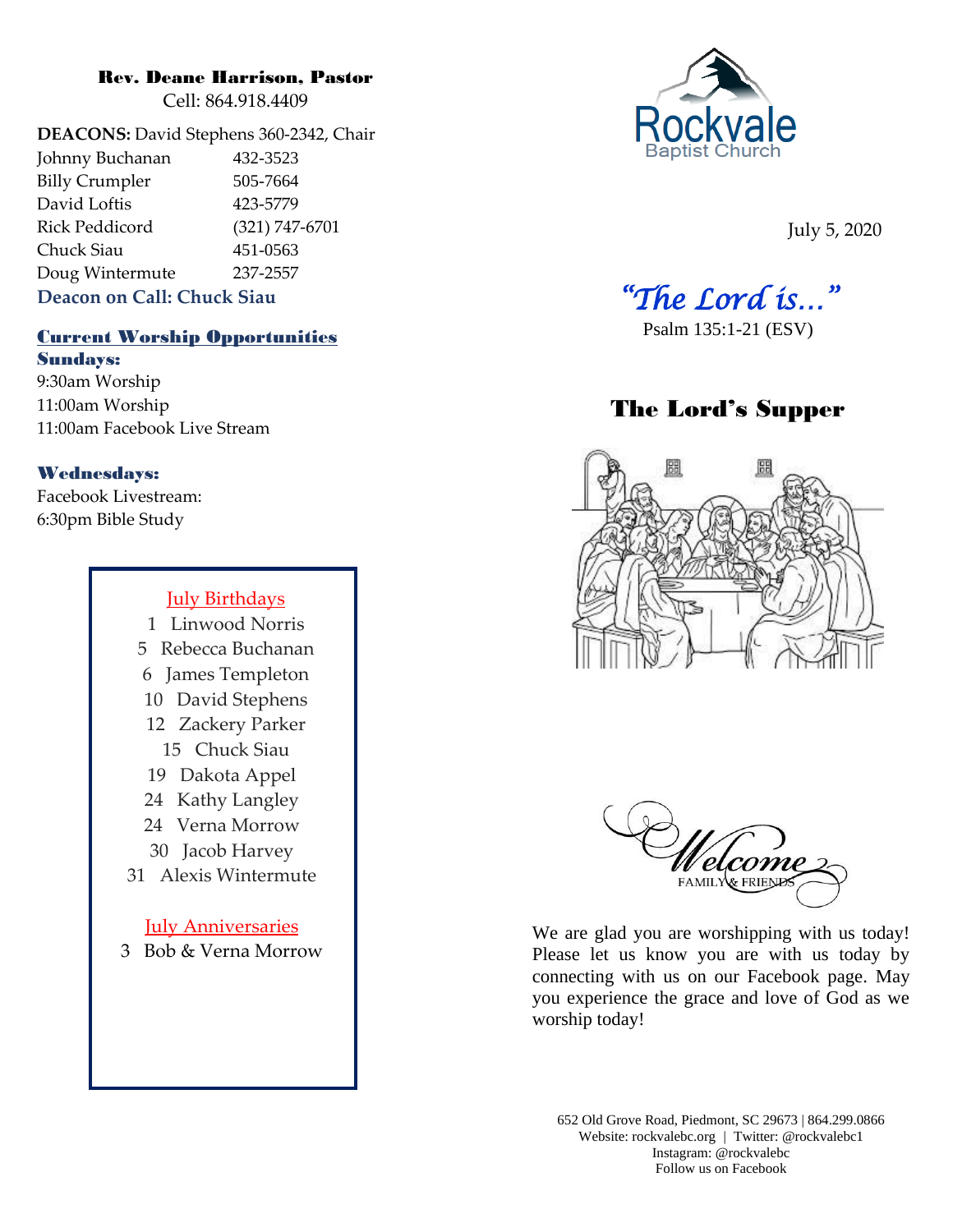**Rev. Deane Harrison, Pastor**
Cell: 864.918.4409

**DEACONS:** David Stephens 360-2342, Chair

| | |
|---|---|
| Johnny Buchanan | 432-3523 |
| Billy Crumpler | 505-7664 |
| David Loftis | 423-5779 |
| Rick Peddicord | (321) 747-6701 |
| Chuck Siau | 451-0563 |
| Doug Wintermute | 237-2557 |

**Deacon on Call: Chuck Siau**

## Current Worship Opportunities

**Sundays:**
9:30am Worship
11:00am Worship
11:00am Facebook Live Stream

**Wednesdays:**
Facebook Livestream:
6:30pm Bible Study

### July Birthdays

1 Linwood Norris
5 Rebecca Buchanan
6 James Templeton
10 David Stephens
12 Zackery Parker
15 Chuck Siau
19 Dakota Appel
24 Kathy Langley
24 Verna Morrow
30 Jacob Harvey
31 Alexis Wintermute

### July Anniversaries

3 Bob & Verna Morrow

Rockvale Baptist Church

July 5, 2020

# *"The Lord is…"*

Psalm 135:1-21 (ESV)

## The Lord's Supper

Welcome Family & Friends

We are glad you are worshipping with us today! Please let us know you are with us today by connecting with us on our Facebook page. May you experience the grace and love of God as we worship today!

652 Old Grove Road, Piedmont, SC 29673 | 864.299.0866
Website: rockvalebc.org | Twitter: @rockvalebc1
Instagram: @rockvalebc
Follow us on Facebook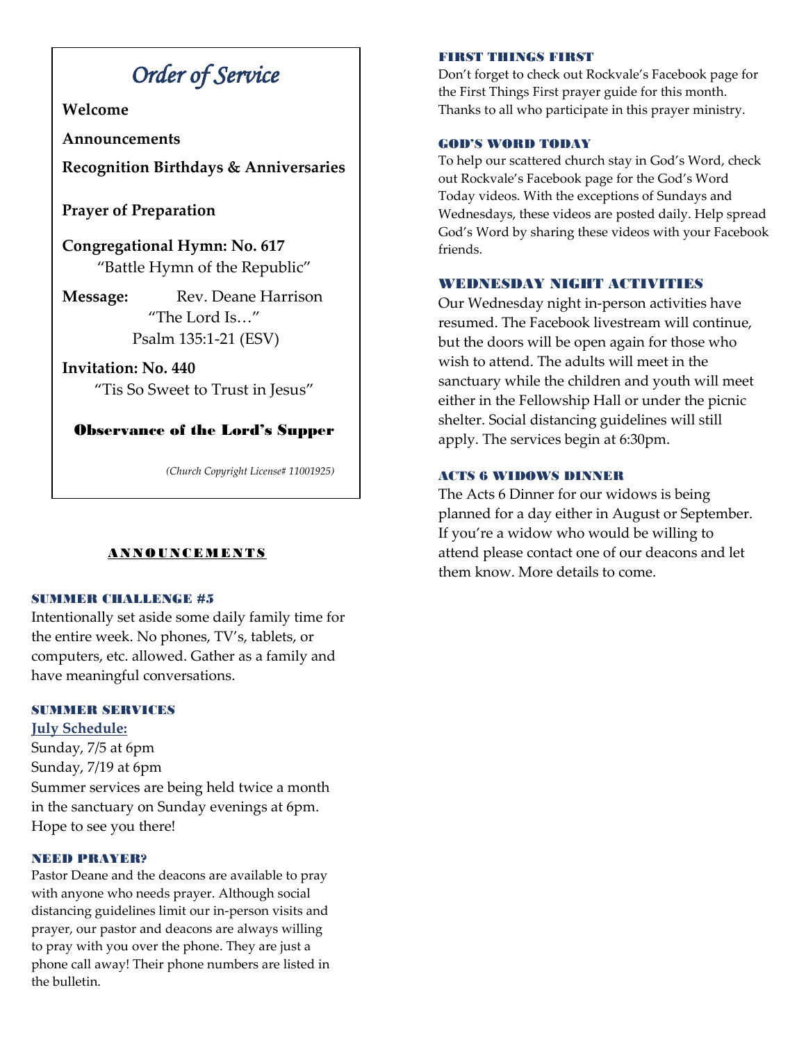# *Order of Service*

**Welcome**

**Announcements**

**Recognition Birthdays & Anniversaries**

**Prayer of Preparation**

**Congregational Hymn: No. 617**
"Battle Hymn of the Republic"

**Message:** Rev. Deane Harrison
"The Lord Is…"
Psalm 135:1-21 (ESV)

**Invitation: No. 440**
"Tis So Sweet to Trust in Jesus"

**Observance of the Lord's Supper**

*(Church Copyright License# 11001925)*

## ANNOUNCEMENTS

### SUMMER CHALLENGE #5

Intentionally set aside some daily family time for the entire week. No phones, TV's, tablets, or computers, etc. allowed. Gather as a family and have meaningful conversations.

### SUMMER SERVICES

**July Schedule:**
Sunday, 7/5 at 6pm
Sunday, 7/19 at 6pm
Summer services are being held twice a month in the sanctuary on Sunday evenings at 6pm. Hope to see you there!

### NEED PRAYER?

Pastor Deane and the deacons are available to pray with anyone who needs prayer. Although social distancing guidelines limit our in-person visits and prayer, our pastor and deacons are always willing to pray with you over the phone. They are just a phone call away! Their phone numbers are listed in the bulletin.

### FIRST THINGS FIRST

Don't forget to check out Rockvale's Facebook page for the First Things First prayer guide for this month. Thanks to all who participate in this prayer ministry.

### GOD'S WORD TODAY

To help our scattered church stay in God's Word, check out Rockvale's Facebook page for the God's Word Today videos. With the exceptions of Sundays and Wednesdays, these videos are posted daily. Help spread God's Word by sharing these videos with your Facebook friends.

### WEDNESDAY NIGHT ACTIVITIES

Our Wednesday night in-person activities have resumed. The Facebook livestream will continue, but the doors will be open again for those who wish to attend. The adults will meet in the sanctuary while the children and youth will meet either in the Fellowship Hall or under the picnic shelter. Social distancing guidelines will still apply. The services begin at 6:30pm.

### ACTS 6 WIDOWS DINNER

The Acts 6 Dinner for our widows is being planned for a day either in August or September. If you're a widow who would be willing to attend please contact one of our deacons and let them know. More details to come.